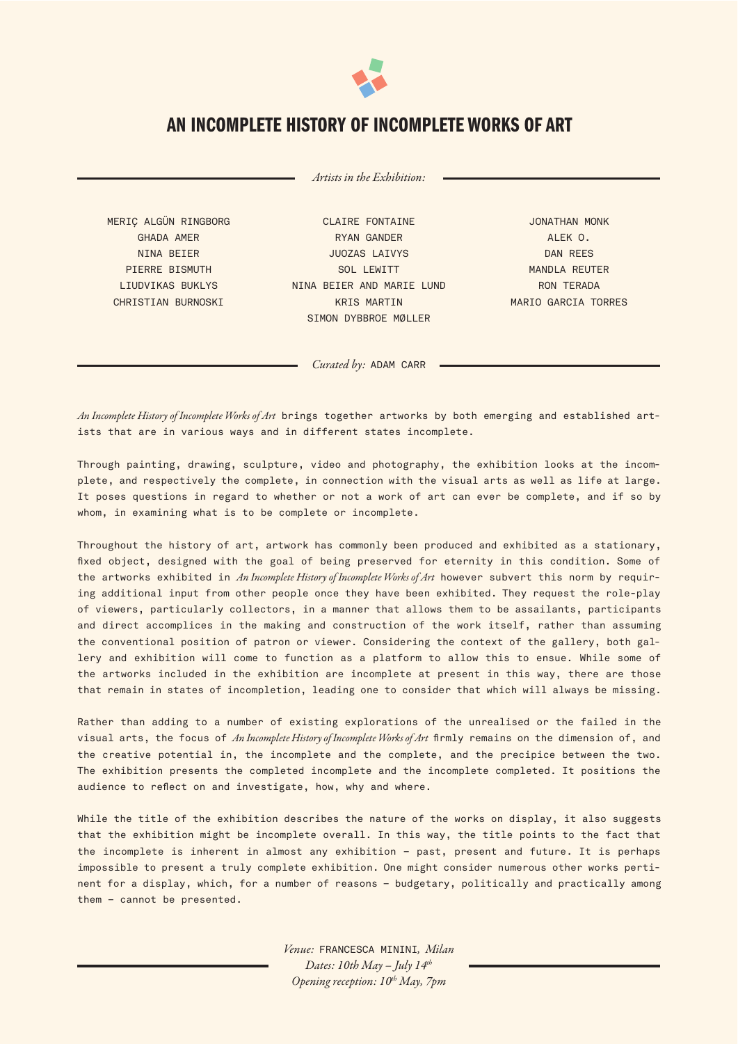# AN INCOMPLETE HISTORY OF INCOMPLETE WORKS OF ART

*Artists in the Exhibition:*

MERIÇ ALGÜN RINGBORG
GHADA AMER
NINA BEIER
PIERRE BISMUTH
LIUDVIKAS BUKLYS
CHRISTIAN BURNOSKI
CLAIRE FONTAINE
RYAN GANDER
JUOZAS LAIVYS
SOL LEWITT
NINA BEIER AND MARIE LUND
KRIS MARTIN
SIMON DYBBROE MØLLER
JONATHAN MONK
ALEK O.
DAN REES
MANDLA REUTER
RON TERADA
MARIO GARCIA TORRES

*Curated by:* ADAM CARR

*An Incomplete History of Incomplete Works of Art* brings together artworks by both emerging and established artists that are in various ways and in different states incomplete.

Through painting, drawing, sculpture, video and photography, the exhibition looks at the incomplete, and respectively the complete, in connection with the visual arts as well as life at large. It poses questions in regard to whether or not a work of art can ever be complete, and if so by whom, in examining what is to be complete or incomplete.

Throughout the history of art, artwork has commonly been produced and exhibited as a stationary, fixed object, designed with the goal of being preserved for eternity in this condition. Some of the artworks exhibited in *An Incomplete History of Incomplete Works of Art* however subvert this norm by requiring additional input from other people once they have been exhibited. They request the role-play of viewers, particularly collectors, in a manner that allows them to be assailants, participants and direct accomplices in the making and construction of the work itself, rather than assuming the conventional position of patron or viewer. Considering the context of the gallery, both gallery and exhibition will come to function as a platform to allow this to ensue. While some of the artworks included in the exhibition are incomplete at present in this way, there are those that remain in states of incompletion, leading one to consider that which will always be missing.

Rather than adding to a number of existing explorations of the unrealised or the failed in the visual arts, the focus of *An Incomplete History of Incomplete Works of Art* firmly remains on the dimension of, and the creative potential in, the incomplete and the complete, and the precipice between the two. The exhibition presents the completed incomplete and the incomplete completed. It positions the audience to reflect on and investigate, how, why and where.

While the title of the exhibition describes the nature of the works on display, it also suggests that the exhibition might be incomplete overall. In this way, the title points to the fact that the incomplete is inherent in almost any exhibition – past, present and future. It is perhaps impossible to present a truly complete exhibition. One might consider numerous other works pertinent for a display, which, for a number of reasons – budgetary, politically and practically among them – cannot be presented.

*Venue:* FRANCESCA MININI, *Milan*
*Dates: 10th May – July 14th*
*Opening reception: 10th May, 7pm*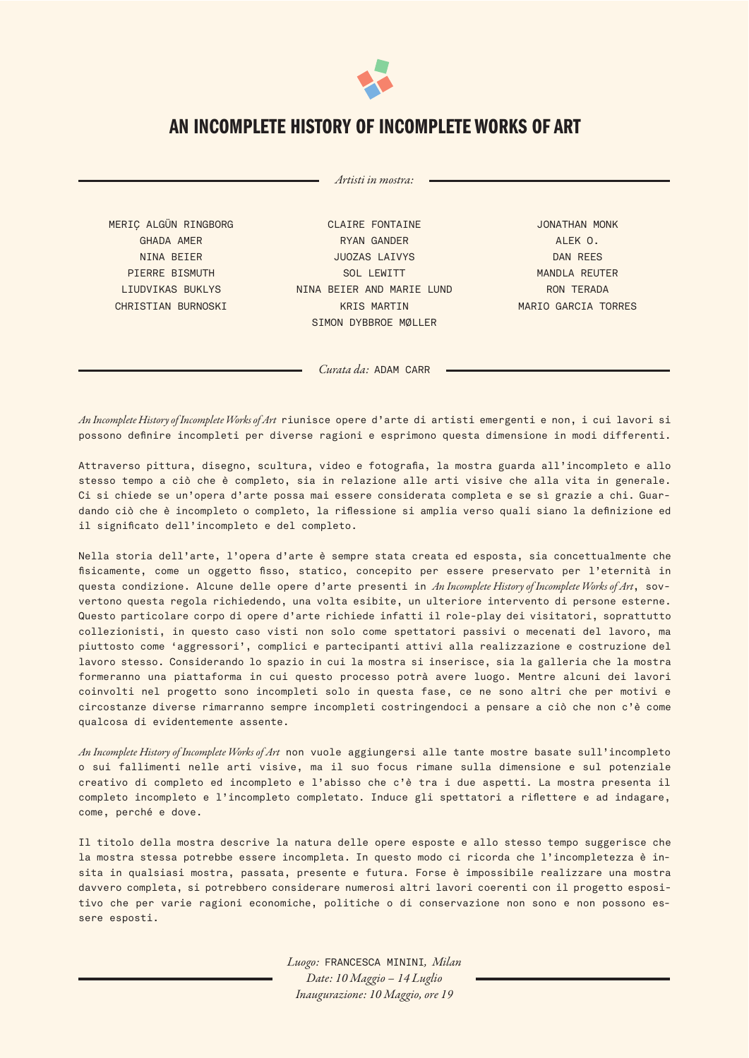# AN INCOMPLETE HISTORY OF INCOMPLETE WORKS OF ART

*Artisti in mostra:*

MERIÇ ALGÜN RINGBORG
GHADA AMER
NINA BEIER
PIERRE BISMUTH
LIUDVIKAS BUKLYS
CHRISTIAN BURNOSKI

CLAIRE FONTAINE
RYAN GANDER
JUOZAS LAIVYS
SOL LEWITT
NINA BEIER AND MARIE LUND
KRIS MARTIN
SIMON DYBBROE MØLLER

JONATHAN MONK
ALEK O.
DAN REES
MANDLA REUTER
RON TERADA
MARIO GARCIA TORRES

*Curata da:* ADAM CARR

*An Incomplete History of Incomplete Works of Art* riunisce opere d'arte di artisti emergenti e non, i cui lavori si possono definire incompleti per diverse ragioni e esprimono questa dimensione in modi differenti.

Attraverso pittura, disegno, scultura, video e fotografia, la mostra guarda all'incompleto e allo stesso tempo a ciò che è completo, sia in relazione alle arti visive che alla vita in generale. Ci si chiede se un'opera d'arte possa mai essere considerata completa e se sì grazie a chi. Guardando ciò che è incompleto o completo, la riflessione si amplia verso quali siano la definizione ed il significato dell'incompleto e del completo.

Nella storia dell'arte, l'opera d'arte è sempre stata creata ed esposta, sia concettualmente che fisicamente, come un oggetto fisso, statico, concepito per essere preservato per l'eternità in questa condizione. Alcune delle opere d'arte presenti in *An Incomplete History of Incomplete Works of Art*, sovvertono questa regola richiedendo, una volta esibite, un ulteriore intervento di persone esterne. Questo particolare corpo di opere d'arte richiede infatti il role-play dei visitatori, soprattutto collezionisti, in questo caso visti non solo come spettatori passivi o mecenati del lavoro, ma piuttosto come 'aggressori', complici e partecipanti attivi alla realizzazione e costruzione del lavoro stesso. Considerando lo spazio in cui la mostra si inserisce, sia la galleria che la mostra formeranno una piattaforma in cui questo processo potrà avere luogo. Mentre alcuni dei lavori coinvolti nel progetto sono incompleti solo in questa fase, ce ne sono altri che per motivi e circostanze diverse rimarranno sempre incompleti costringendoci a pensare a ciò che non c'è come qualcosa di evidentemente assente.

*An Incomplete History of Incomplete Works of Art* non vuole aggiungersi alle tante mostre basate sull'incompleto o sui fallimenti nelle arti visive, ma il suo focus rimane sulla dimensione e sul potenziale creativo di completo ed incompleto e l'abisso che c'è tra i due aspetti. La mostra presenta il completo incompleto e l'incompleto completato. Induce gli spettatori a riflettere e ad indagare, come, perché e dove.

Il titolo della mostra descrive la natura delle opere esposte e allo stesso tempo suggerisce che la mostra stessa potrebbe essere incompleta. In questo modo ci ricorda che l'incompletezza è insita in qualsiasi mostra, passata, presente e futura. Forse è impossibile realizzare una mostra davvero completa, si potrebbero considerare numerosi altri lavori coerenti con il progetto espositivo che per varie ragioni economiche, politiche o di conservazione non sono e non possono essere esposti.

*Luogo:* FRANCESCA MININI, *Milan*
*Date: 10 Maggio – 14 Luglio*
*Inaugurazione: 10 Maggio, ore 19*